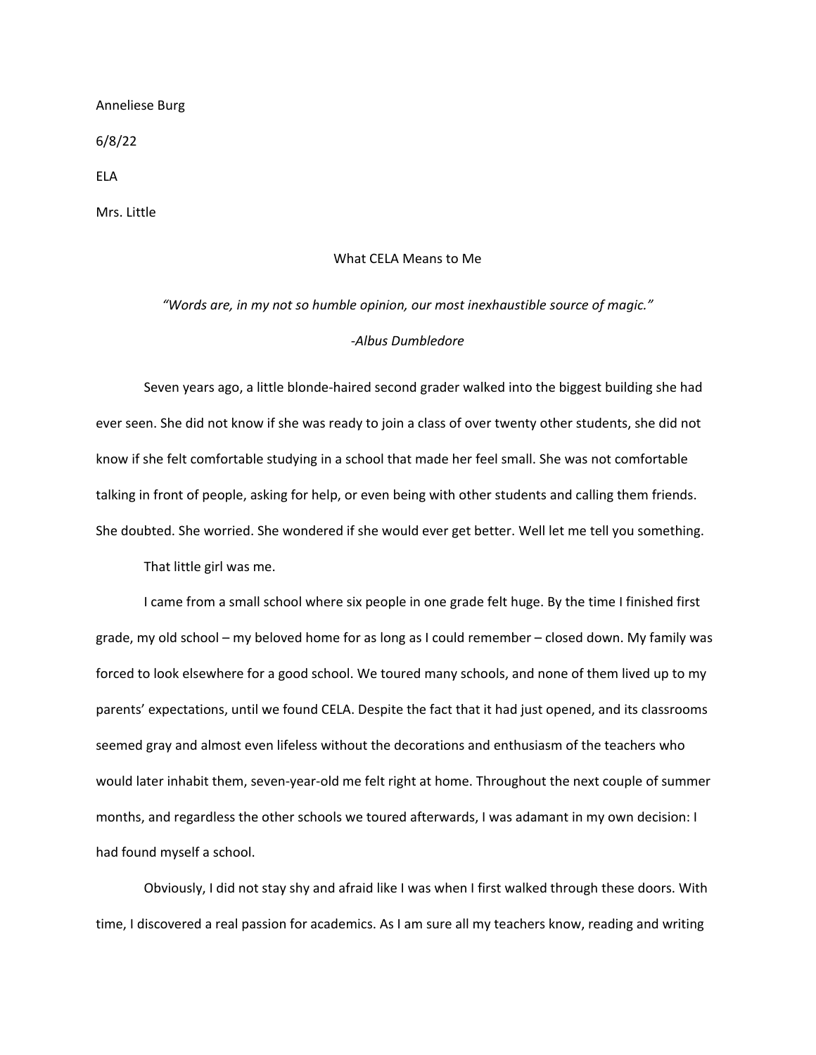Anneliese Burg

6/8/22

ELA

Mrs. Little

# What CELA Means to Me

*"Words are, in my not so humble opinion, our most inexhaustible source of magic."*

*-Albus Dumbledore*

Seven years ago, a little blonde-haired second grader walked into the biggest building she had ever seen. She did not know if she was ready to join a class of over twenty other students, she did not know if she felt comfortable studying in a school that made her feel small. She was not comfortable talking in front of people, asking for help, or even being with other students and calling them friends. She doubted. She worried. She wondered if she would ever get better. Well let me tell you something.

That little girl was me.

I came from a small school where six people in one grade felt huge. By the time I finished first grade, my old school – my beloved home for as long as I could remember – closed down. My family was forced to look elsewhere for a good school. We toured many schools, and none of them lived up to my parents' expectations, until we found CELA. Despite the fact that it had just opened, and its classrooms seemed gray and almost even lifeless without the decorations and enthusiasm of the teachers who would later inhabit them, seven-year-old me felt right at home. Throughout the next couple of summer months, and regardless the other schools we toured afterwards, I was adamant in my own decision: I had found myself a school.

Obviously, I did not stay shy and afraid like I was when I first walked through these doors. With time, I discovered a real passion for academics. As I am sure all my teachers know, reading and writing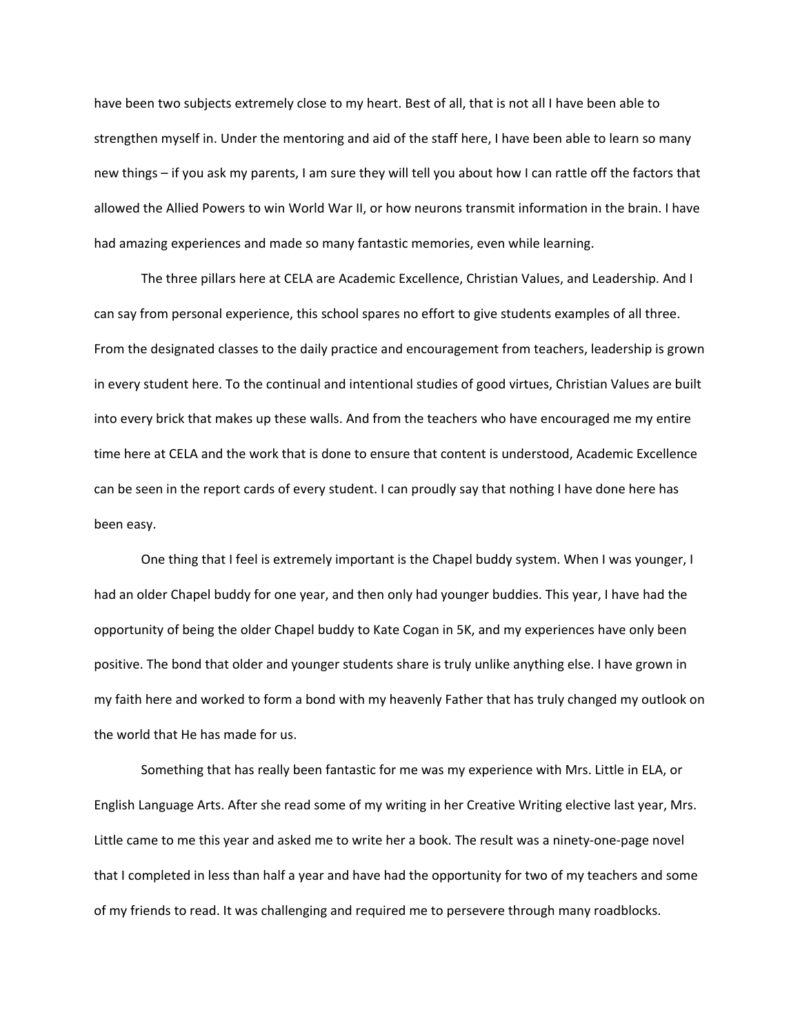have been two subjects extremely close to my heart. Best of all, that is not all I have been able to strengthen myself in. Under the mentoring and aid of the staff here, I have been able to learn so many new things – if you ask my parents, I am sure they will tell you about how I can rattle off the factors that allowed the Allied Powers to win World War II, or how neurons transmit information in the brain. I have had amazing experiences and made so many fantastic memories, even while learning.

The three pillars here at CELA are Academic Excellence, Christian Values, and Leadership. And I can say from personal experience, this school spares no effort to give students examples of all three. From the designated classes to the daily practice and encouragement from teachers, leadership is grown in every student here. To the continual and intentional studies of good virtues, Christian Values are built into every brick that makes up these walls. And from the teachers who have encouraged me my entire time here at CELA and the work that is done to ensure that content is understood, Academic Excellence can be seen in the report cards of every student. I can proudly say that nothing I have done here has been easy.

One thing that I feel is extremely important is the Chapel buddy system. When I was younger, I had an older Chapel buddy for one year, and then only had younger buddies. This year, I have had the opportunity of being the older Chapel buddy to Kate Cogan in 5K, and my experiences have only been positive. The bond that older and younger students share is truly unlike anything else. I have grown in my faith here and worked to form a bond with my heavenly Father that has truly changed my outlook on the world that He has made for us.

Something that has really been fantastic for me was my experience with Mrs. Little in ELA, or English Language Arts. After she read some of my writing in her Creative Writing elective last year, Mrs. Little came to me this year and asked me to write her a book. The result was a ninety-one-page novel that I completed in less than half a year and have had the opportunity for two of my teachers and some of my friends to read. It was challenging and required me to persevere through many roadblocks.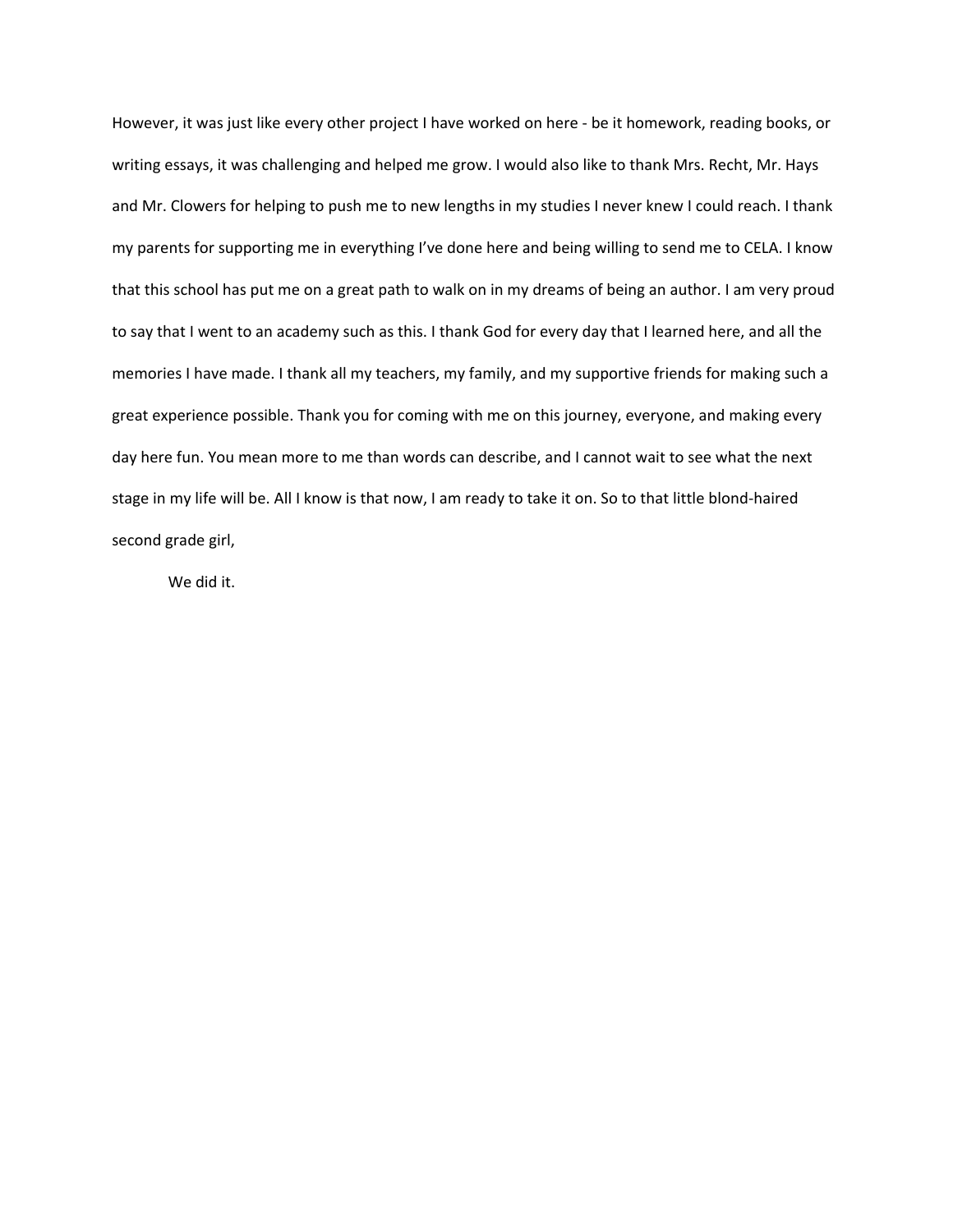However, it was just like every other project I have worked on here - be it homework, reading books, or writing essays, it was challenging and helped me grow. I would also like to thank Mrs. Recht, Mr. Hays and Mr. Clowers for helping to push me to new lengths in my studies I never knew I could reach. I thank my parents for supporting me in everything I've done here and being willing to send me to CELA. I know that this school has put me on a great path to walk on in my dreams of being an author. I am very proud to say that I went to an academy such as this. I thank God for every day that I learned here, and all the memories I have made. I thank all my teachers, my family, and my supportive friends for making such a great experience possible. Thank you for coming with me on this journey, everyone, and making every day here fun. You mean more to me than words can describe, and I cannot wait to see what the next stage in my life will be. All I know is that now, I am ready to take it on. So to that little blond-haired second grade girl,

We did it.